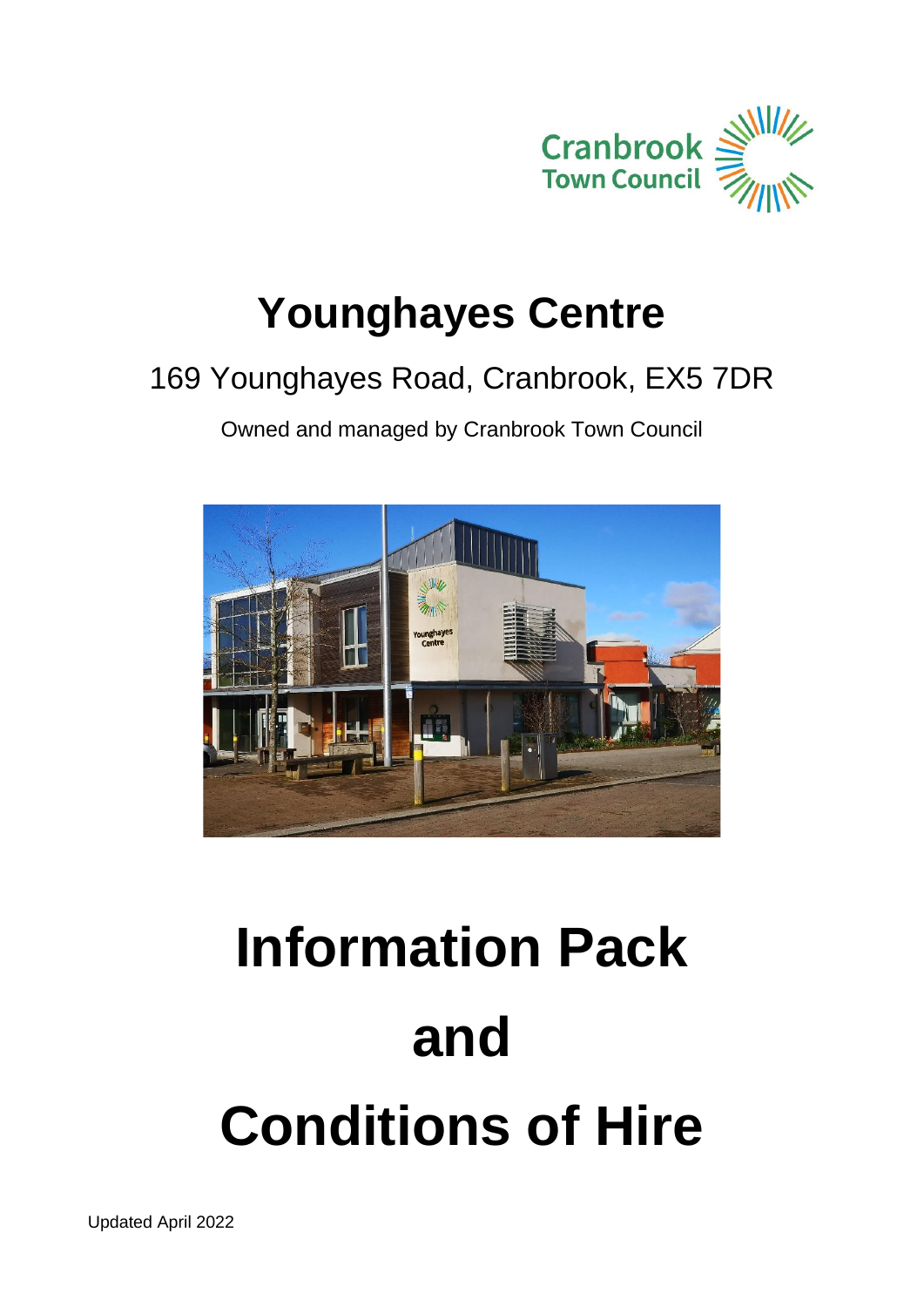Cranbrook Town Council

# Younghayes Centre

## 169 Younghayes Road, Cranbrook, EX5 7DR

Owned and managed by Cranbrook Town Council

# Information Pack and Conditions of Hire

Updated April 2022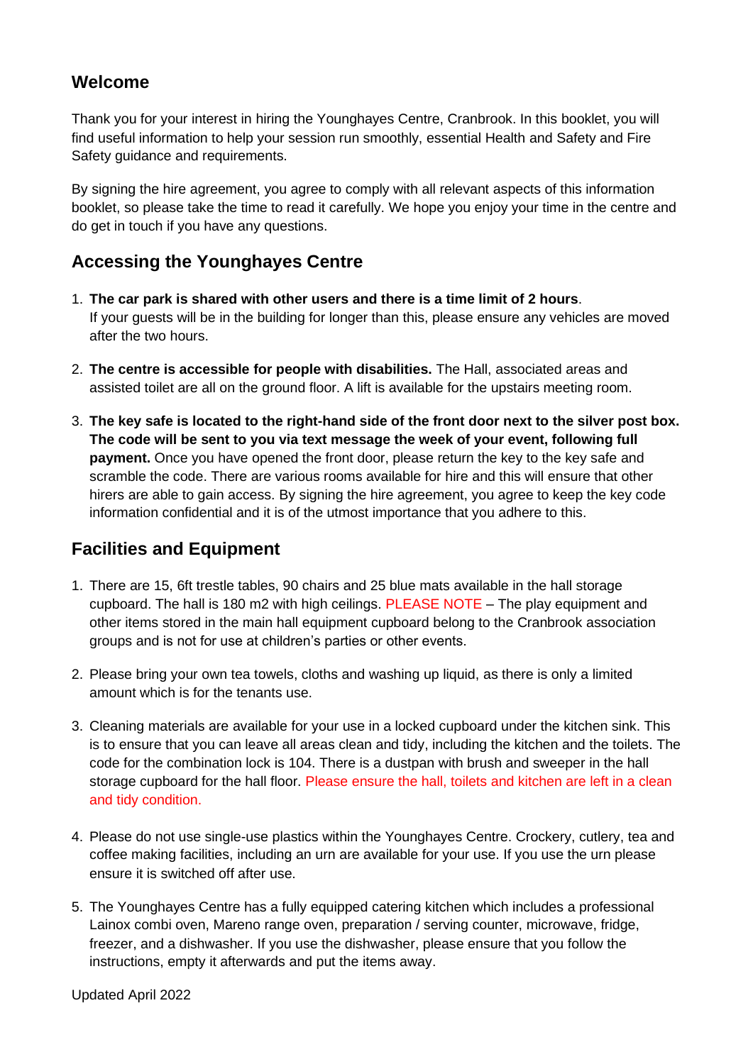## Welcome

Thank you for your interest in hiring the Younghayes Centre, Cranbrook. In this booklet, you will find useful information to help your session run smoothly, essential Health and Safety and Fire Safety guidance and requirements.

By signing the hire agreement, you agree to comply with all relevant aspects of this information booklet, so please take the time to read it carefully. We hope you enjoy your time in the centre and do get in touch if you have any questions.

## Accessing the Younghayes Centre

1. **The car park is shared with other users and there is a time limit of 2 hours**. If your guests will be in the building for longer than this, please ensure any vehicles are moved after the two hours.

2. **The centre is accessible for people with disabilities.** The Hall, associated areas and assisted toilet are all on the ground floor. A lift is available for the upstairs meeting room.

3. **The key safe is located to the right-hand side of the front door next to the silver post box. The code will be sent to you via text message the week of your event, following full payment.** Once you have opened the front door, please return the key to the key safe and scramble the code. There are various rooms available for hire and this will ensure that other hirers are able to gain access. By signing the hire agreement, you agree to keep the key code information confidential and it is of the utmost importance that you adhere to this.

## Facilities and Equipment

1. There are 15, 6ft trestle tables, 90 chairs and 25 blue mats available in the hall storage cupboard. The hall is 180 m2 with high ceilings. PLEASE NOTE – The play equipment and other items stored in the main hall equipment cupboard belong to the Cranbrook association groups and is not for use at children's parties or other events.

2. Please bring your own tea towels, cloths and washing up liquid, as there is only a limited amount which is for the tenants use.

3. Cleaning materials are available for your use in a locked cupboard under the kitchen sink. This is to ensure that you can leave all areas clean and tidy, including the kitchen and the toilets. The code for the combination lock is 104. There is a dustpan with brush and sweeper in the hall storage cupboard for the hall floor. Please ensure the hall, toilets and kitchen are left in a clean and tidy condition.

4. Please do not use single-use plastics within the Younghayes Centre. Crockery, cutlery, tea and coffee making facilities, including an urn are available for your use. If you use the urn please ensure it is switched off after use.

5. The Younghayes Centre has a fully equipped catering kitchen which includes a professional Lainox combi oven, Mareno range oven, preparation / serving counter, microwave, fridge, freezer, and a dishwasher. If you use the dishwasher, please ensure that you follow the instructions, empty it afterwards and put the items away.

Updated April 2022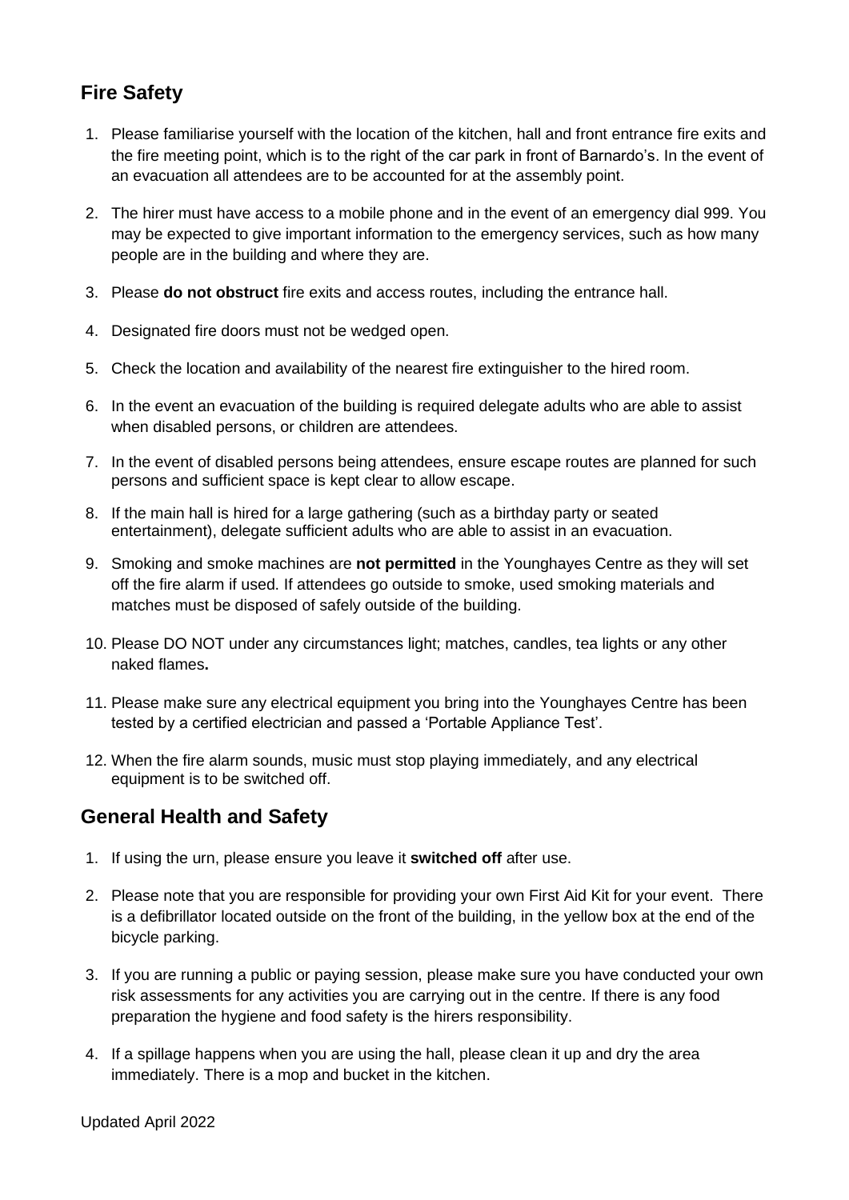## Fire Safety

1. Please familiarise yourself with the location of the kitchen, hall and front entrance fire exits and the fire meeting point, which is to the right of the car park in front of Barnardo's. In the event of an evacuation all attendees are to be accounted for at the assembly point.

2. The hirer must have access to a mobile phone and in the event of an emergency dial 999. You may be expected to give important information to the emergency services, such as how many people are in the building and where they are.

3. Please **do not obstruct** fire exits and access routes, including the entrance hall.

4. Designated fire doors must not be wedged open.

5. Check the location and availability of the nearest fire extinguisher to the hired room.

6. In the event an evacuation of the building is required delegate adults who are able to assist when disabled persons, or children are attendees.

7. In the event of disabled persons being attendees, ensure escape routes are planned for such persons and sufficient space is kept clear to allow escape.

8. If the main hall is hired for a large gathering (such as a birthday party or seated entertainment), delegate sufficient adults who are able to assist in an evacuation.

9. Smoking and smoke machines are **not permitted** in the Younghayes Centre as they will set off the fire alarm if used. If attendees go outside to smoke, used smoking materials and matches must be disposed of safely outside of the building.

10. Please DO NOT under any circumstances light; matches, candles, tea lights or any other naked flames**.**

11. Please make sure any electrical equipment you bring into the Younghayes Centre has been tested by a certified electrician and passed a 'Portable Appliance Test'.

12. When the fire alarm sounds, music must stop playing immediately, and any electrical equipment is to be switched off.

## General Health and Safety

1. If using the urn, please ensure you leave it **switched off** after use.

2. Please note that you are responsible for providing your own First Aid Kit for your event. There is a defibrillator located outside on the front of the building, in the yellow box at the end of the bicycle parking.

3. If you are running a public or paying session, please make sure you have conducted your own risk assessments for any activities you are carrying out in the centre. If there is any food preparation the hygiene and food safety is the hirers responsibility.

4. If a spillage happens when you are using the hall, please clean it up and dry the area immediately. There is a mop and bucket in the kitchen.

Updated April 2022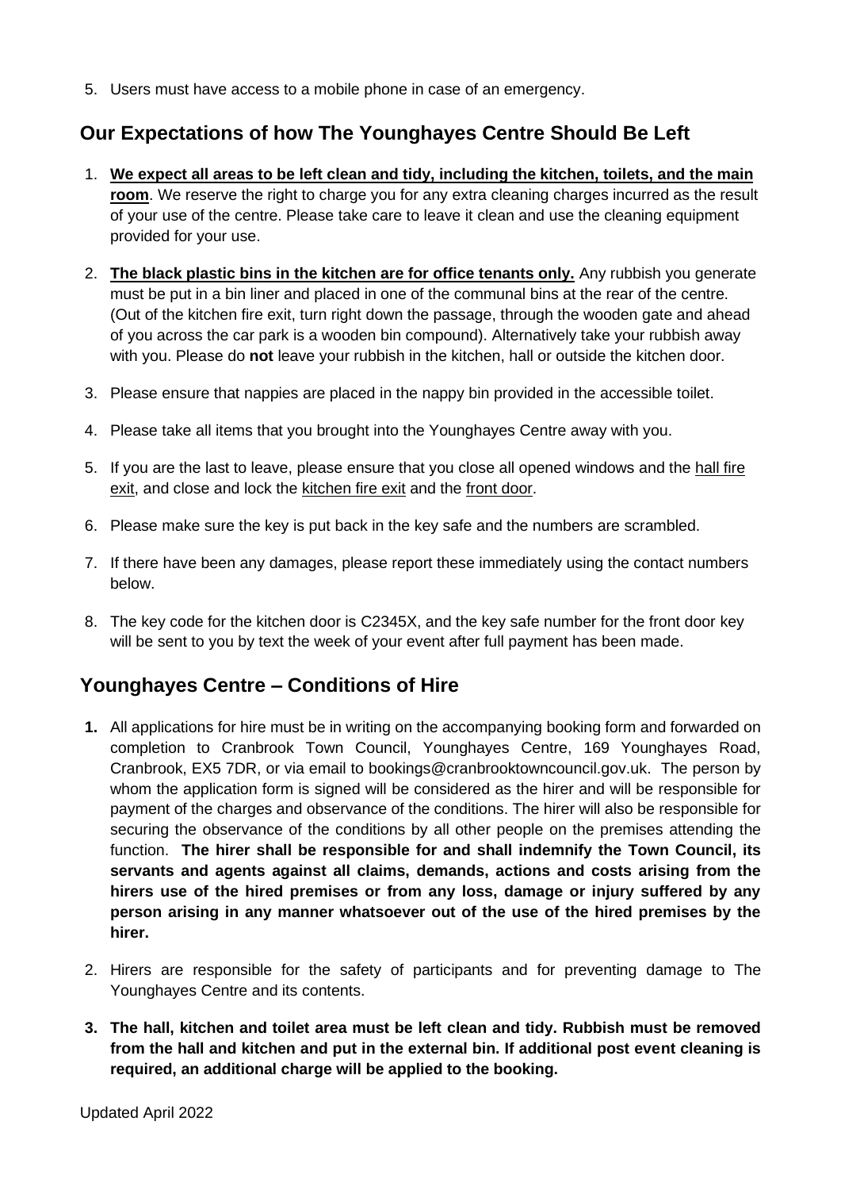5. Users must have access to a mobile phone in case of an emergency.

## Our Expectations of how The Younghayes Centre Should Be Left

1. **<u>We expect all areas to be left clean and tidy, including the kitchen, toilets, and the main room</u>**. We reserve the right to charge you for any extra cleaning charges incurred as the result of your use of the centre. Please take care to leave it clean and use the cleaning equipment provided for your use.

2. **<u>The black plastic bins in the kitchen are for office tenants only.</u>** Any rubbish you generate must be put in a bin liner and placed in one of the communal bins at the rear of the centre. (Out of the kitchen fire exit, turn right down the passage, through the wooden gate and ahead of you across the car park is a wooden bin compound). Alternatively take your rubbish away with you. Please do **not** leave your rubbish in the kitchen, hall or outside the kitchen door.

3. Please ensure that nappies are placed in the nappy bin provided in the accessible toilet.

4. Please take all items that you brought into the Younghayes Centre away with you.

5. If you are the last to leave, please ensure that you close all opened windows and the <u>hall fire exit</u>, and close and lock the <u>kitchen fire exit</u> and the <u>front door</u>.

6. Please make sure the key is put back in the key safe and the numbers are scrambled.

7. If there have been any damages, please report these immediately using the contact numbers below.

8. The key code for the kitchen door is C2345X, and the key safe number for the front door key will be sent to you by text the week of your event after full payment has been made.

## Younghayes Centre – Conditions of Hire

1. All applications for hire must be in writing on the accompanying booking form and forwarded on completion to Cranbrook Town Council, Younghayes Centre, 169 Younghayes Road, Cranbrook, EX5 7DR, or via email to bookings@cranbrooktowncouncil.gov.uk. The person by whom the application form is signed will be considered as the hirer and will be responsible for payment of the charges and observance of the conditions. The hirer will also be responsible for securing the observance of the conditions by all other people on the premises attending the function. **The hirer shall be responsible for and shall indemnify the Town Council, its servants and agents against all claims, demands, actions and costs arising from the hirers use of the hired premises or from any loss, damage or injury suffered by any person arising in any manner whatsoever out of the use of the hired premises by the hirer.**

2. Hirers are responsible for the safety of participants and for preventing damage to The Younghayes Centre and its contents.

3. **The hall, kitchen and toilet area must be left clean and tidy. Rubbish must be removed from the hall and kitchen and put in the external bin. If additional post event cleaning is required, an additional charge will be applied to the booking.**

Updated April 2022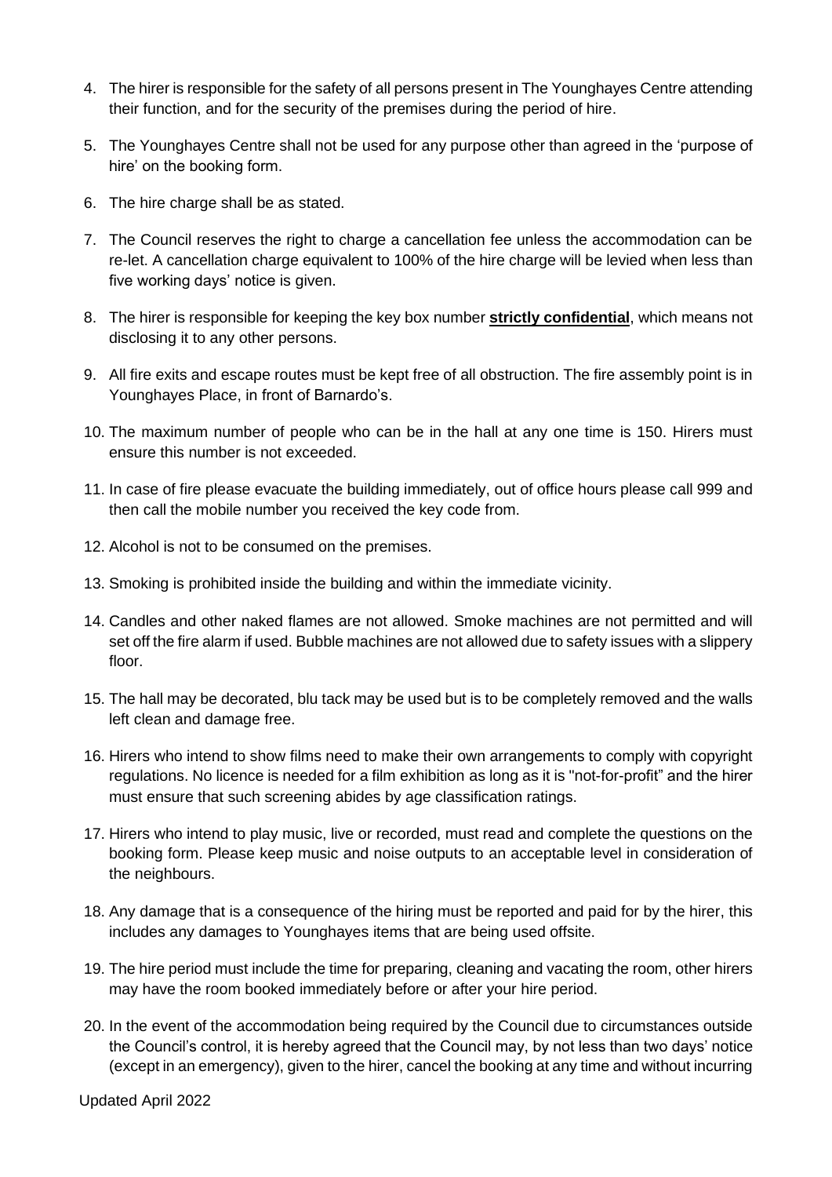4. The hirer is responsible for the safety of all persons present in The Younghayes Centre attending their function, and for the security of the premises during the period of hire.
5. The Younghayes Centre shall not be used for any purpose other than agreed in the 'purpose of hire' on the booking form.
6. The hire charge shall be as stated.
7. The Council reserves the right to charge a cancellation fee unless the accommodation can be re-let. A cancellation charge equivalent to 100% of the hire charge will be levied when less than five working days' notice is given.
8. The hirer is responsible for keeping the key box number **strictly confidential**, which means not disclosing it to any other persons.
9. All fire exits and escape routes must be kept free of all obstruction. The fire assembly point is in Younghayes Place, in front of Barnardo's.
10. The maximum number of people who can be in the hall at any one time is 150. Hirers must ensure this number is not exceeded.
11. In case of fire please evacuate the building immediately, out of office hours please call 999 and then call the mobile number you received the key code from.
12. Alcohol is not to be consumed on the premises.
13. Smoking is prohibited inside the building and within the immediate vicinity.
14. Candles and other naked flames are not allowed. Smoke machines are not permitted and will set off the fire alarm if used. Bubble machines are not allowed due to safety issues with a slippery floor.
15. The hall may be decorated, blu tack may be used but is to be completely removed and the walls left clean and damage free.
16. Hirers who intend to show films need to make their own arrangements to comply with copyright regulations. No licence is needed for a film exhibition as long as it is "not-for-profit" and the hirer must ensure that such screening abides by age classification ratings.
17. Hirers who intend to play music, live or recorded, must read and complete the questions on the booking form. Please keep music and noise outputs to an acceptable level in consideration of the neighbours.
18. Any damage that is a consequence of the hiring must be reported and paid for by the hirer, this includes any damages to Younghayes items that are being used offsite.
19. The hire period must include the time for preparing, cleaning and vacating the room, other hirers may have the room booked immediately before or after your hire period.
20. In the event of the accommodation being required by the Council due to circumstances outside the Council's control, it is hereby agreed that the Council may, by not less than two days' notice (except in an emergency), given to the hirer, cancel the booking at any time and without incurring

Updated April 2022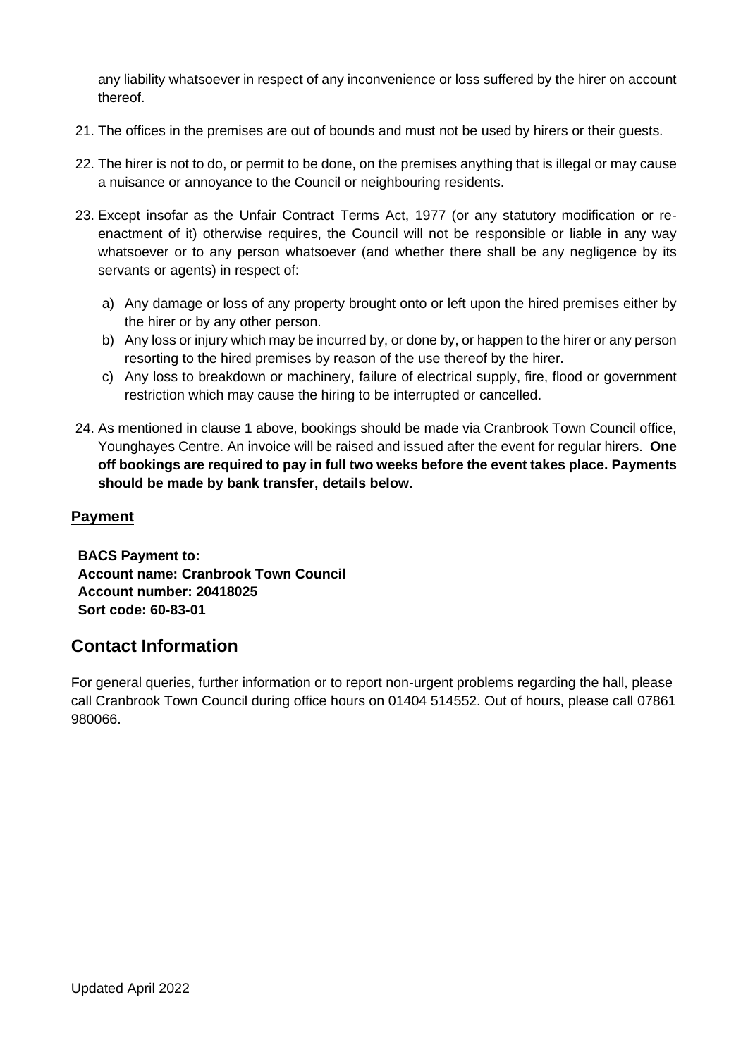any liability whatsoever in respect of any inconvenience or loss suffered by the hirer on account thereof.

21. The offices in the premises are out of bounds and must not be used by hirers or their guests.

22. The hirer is not to do, or permit to be done, on the premises anything that is illegal or may cause a nuisance or annoyance to the Council or neighbouring residents.

23. Except insofar as the Unfair Contract Terms Act, 1977 (or any statutory modification or re-enactment of it) otherwise requires, the Council will not be responsible or liable in any way whatsoever or to any person whatsoever (and whether there shall be any negligence by its servants or agents) in respect of:

    a) Any damage or loss of any property brought onto or left upon the hired premises either by the hirer or by any other person.
    b) Any loss or injury which may be incurred by, or done by, or happen to the hirer or any person resorting to the hired premises by reason of the use thereof by the hirer.
    c) Any loss to breakdown or machinery, failure of electrical supply, fire, flood or government restriction which may cause the hiring to be interrupted or cancelled.

24. As mentioned in clause 1 above, bookings should be made via Cranbrook Town Council office, Younghayes Centre. An invoice will be raised and issued after the event for regular hirers. **One off bookings are required to pay in full two weeks before the event takes place. Payments should be made by bank transfer, details below.**

**Payment**

**BACS Payment to:**
**Account name: Cranbrook Town Council**
**Account number: 20418025**
**Sort code: 60-83-01**

## Contact Information

For general queries, further information or to report non-urgent problems regarding the hall, please call Cranbrook Town Council during office hours on 01404 514552. Out of hours, please call 07861 980066.

Updated April 2022